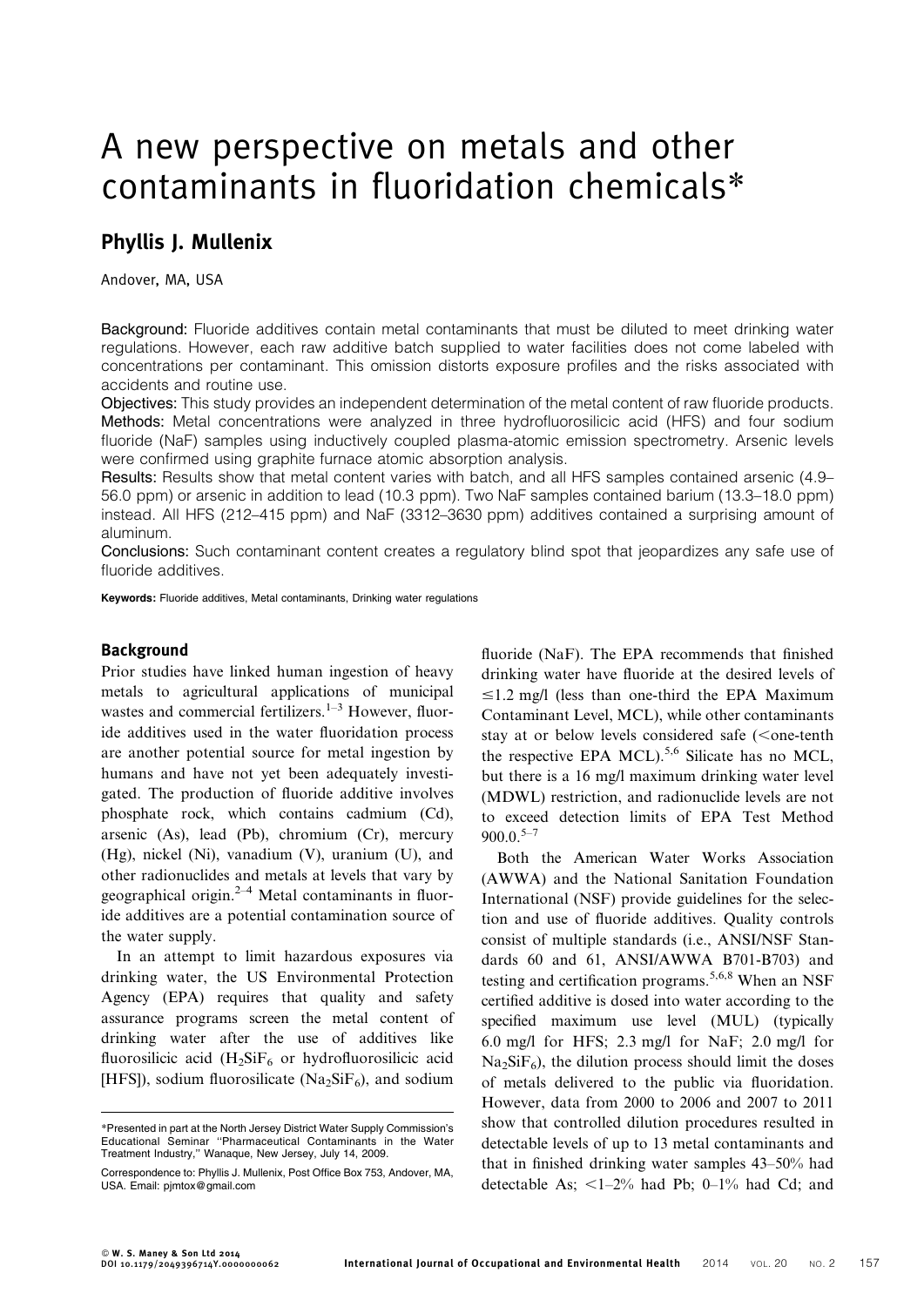# A new perspective on metals and other contaminants in fluoridation chemicals*

**Phyllis J. Mullenix**

Andover, MA, USA

**Background:** Fluoride additives contain metal contaminants that must be diluted to meet drinking water regulations. However, each raw additive batch supplied to water facilities does not come labeled with concentrations per contaminant. This omission distorts exposure profiles and the risks associated with accidents and routine use.

**Objectives:** This study provides an independent determination of the metal content of raw fluoride products.

**Methods:** Metal concentrations were analyzed in three hydrofluorosilicic acid (HFS) and four sodium fluoride (NaF) samples using inductively coupled plasma-atomic emission spectrometry. Arsenic levels were confirmed using graphite furnace atomic absorption analysis.

**Results:** Results show that metal content varies with batch, and all HFS samples contained arsenic (4.9–56.0 ppm) or arsenic in addition to lead (10.3 ppm). Two NaF samples contained barium (13.3–18.0 ppm) instead. All HFS (212–415 ppm) and NaF (3312–3630 ppm) additives contained a surprising amount of aluminum.

**Conclusions:** Such contaminant content creates a regulatory blind spot that jeopardizes any safe use of fluoride additives.

**Keywords:** Fluoride additives, Metal contaminants, Drinking water regulations

## Background

Prior studies have linked human ingestion of heavy metals to agricultural applications of municipal wastes and commercial fertilizers.[1–3] However, fluoride additives used in the water fluoridation process are another potential source for metal ingestion by humans and have not yet been adequately investigated. The production of fluoride additive involves phosphate rock, which contains cadmium (Cd), arsenic (As), lead (Pb), chromium (Cr), mercury (Hg), nickel (Ni), vanadium (V), uranium (U), and other radionuclides and metals at levels that vary by geographical origin.[2–4] Metal contaminants in fluoride additives are a potential contamination source of the water supply.

In an attempt to limit hazardous exposures via drinking water, the US Environmental Protection Agency (EPA) requires that quality and safety assurance programs screen the metal content of drinking water after the use of additives like fluorosilicic acid ($H_2SiF_6$ or hydrofluorosilicic acid [HFS]), sodium fluorosilicate ($Na_2SiF_6$), and sodium fluoride (NaF). The EPA recommends that finished drinking water have fluoride at the desired levels of ≤1.2 mg/l (less than one-third the EPA Maximum Contaminant Level, MCL), while other contaminants stay at or below levels considered safe (<one-tenth the respective EPA MCL).[5,6] Silicate has no MCL, but there is a 16 mg/l maximum drinking water level (MDWL) restriction, and radionuclide levels are not to exceed detection limits of EPA Test Method 900.0.[5–7]

Both the American Water Works Association (AWWA) and the National Sanitation Foundation International (NSF) provide guidelines for the selection and use of fluoride additives. Quality controls consist of multiple standards (i.e., ANSI/NSF Standards 60 and 61, ANSI/AWWA B701-B703) and testing and certification programs.[5,6,8] When an NSF certified additive is dosed into water according to the specified maximum use level (MUL) (typically 6.0 mg/l for HFS; 2.3 mg/l for NaF; 2.0 mg/l for $Na_2SiF_6$), the dilution process should limit the doses of metals delivered to the public via fluoridation. However, data from 2000 to 2006 and 2007 to 2011 show that controlled dilution procedures resulted in detectable levels of up to 13 metal contaminants and that in finished drinking water samples 43–50% had detectable As; <1–2% had Pb; 0–1% had Cd; and

*Presented in part at the North Jersey District Water Supply Commission's Educational Seminar "Pharmaceutical Contaminants in the Water Treatment Industry," Wanaque, New Jersey, July 14, 2009.

Correspondence to: Phyllis J. Mullenix, Post Office Box 753, Andover, MA, USA. Email: pjmtox@gmail.com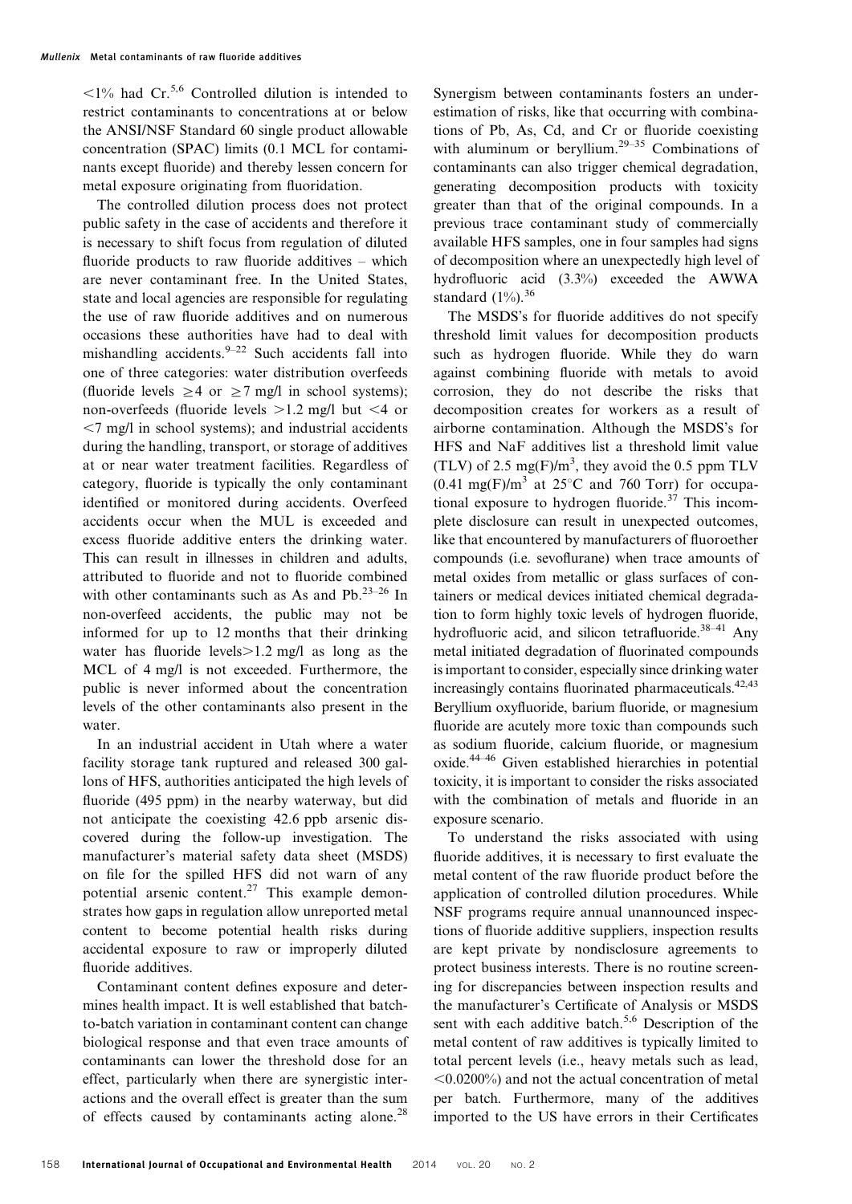<1% had Cr.[5,6] Controlled dilution is intended to restrict contaminants to concentrations at or below the ANSI/NSF Standard 60 single product allowable concentration (SPAC) limits (0.1 MCL for contaminants except fluoride) and thereby lessen concern for metal exposure originating from fluoridation.

The controlled dilution process does not protect public safety in the case of accidents and therefore it is necessary to shift focus from regulation of diluted fluoride products to raw fluoride additives – which are never contaminant free. In the United States, state and local agencies are responsible for regulating the use of raw fluoride additives and on numerous occasions these authorities have had to deal with mishandling accidents.[9–22] Such accidents fall into one of three categories: water distribution overfeeds (fluoride levels $\geq 4$ or $\geq 7$ mg/l in school systems); non-overfeeds (fluoride levels $>1.2$ mg/l but $<4$ or $<7$ mg/l in school systems); and industrial accidents during the handling, transport, or storage of additives at or near water treatment facilities. Regardless of category, fluoride is typically the only contaminant identified or monitored during accidents. Overfeed accidents occur when the MUL is exceeded and excess fluoride additive enters the drinking water. This can result in illnesses in children and adults, attributed to fluoride and not to fluoride combined with other contaminants such as As and Pb.[23–26] In non-overfeed accidents, the public may not be informed for up to 12 months that their drinking water has fluoride levels$>1.2$ mg/l as long as the MCL of 4 mg/l is not exceeded. Furthermore, the public is never informed about the concentration levels of the other contaminants also present in the water.

In an industrial accident in Utah where a water facility storage tank ruptured and released 300 gallons of HFS, authorities anticipated the high levels of fluoride (495 ppm) in the nearby waterway, but did not anticipate the coexisting 42.6 ppb arsenic discovered during the follow-up investigation. The manufacturer's material safety data sheet (MSDS) on file for the spilled HFS did not warn of any potential arsenic content.[27] This example demonstrates how gaps in regulation allow unreported metal content to become potential health risks during accidental exposure to raw or improperly diluted fluoride additives.

Contaminant content defines exposure and determines health impact. It is well established that batch-to-batch variation in contaminant content can change biological response and that even trace amounts of contaminants can lower the threshold dose for an effect, particularly when there are synergistic interactions and the overall effect is greater than the sum of effects caused by contaminants acting alone.[28] Synergism between contaminants fosters an underestimation of risks, like that occurring with combinations of Pb, As, Cd, and Cr or fluoride coexisting with aluminum or beryllium.[29–35] Combinations of contaminants can also trigger chemical degradation, generating decomposition products with toxicity greater than that of the original compounds. In a previous trace contaminant study of commercially available HFS samples, one in four samples had signs of decomposition where an unexpectedly high level of hydrofluoric acid (3.3%) exceeded the AWWA standard (1%).[36]

The MSDS's for fluoride additives do not specify threshold limit values for decomposition products such as hydrogen fluoride. While they do warn against combining fluoride with metals to avoid corrosion, they do not describe the risks that decomposition creates for workers as a result of airborne contamination. Although the MSDS's for HFS and NaF additives list a threshold limit value (TLV) of 2.5 mg(F)/m$^3$, they avoid the 0.5 ppm TLV (0.41 mg(F)/m$^3$ at 25°C and 760 Torr) for occupational exposure to hydrogen fluoride.[37] This incomplete disclosure can result in unexpected outcomes, like that encountered by manufacturers of fluoroether compounds (i.e. sevoflurane) when trace amounts of metal oxides from metallic or glass surfaces of containers or medical devices initiated chemical degradation to form highly toxic levels of hydrogen fluoride, hydrofluoric acid, and silicon tetrafluoride.[38–41] Any metal initiated degradation of fluorinated compounds is important to consider, especially since drinking water increasingly contains fluorinated pharmaceuticals.[42,43] Beryllium oxyfluoride, barium fluoride, or magnesium fluoride are acutely more toxic than compounds such as sodium fluoride, calcium fluoride, or magnesium oxide.[44–46] Given established hierarchies in potential toxicity, it is important to consider the risks associated with the combination of metals and fluoride in an exposure scenario.

To understand the risks associated with using fluoride additives, it is necessary to first evaluate the metal content of the raw fluoride product before the application of controlled dilution procedures. While NSF programs require annual unannounced inspections of fluoride additive suppliers, inspection results are kept private by nondisclosure agreements to protect business interests. There is no routine screening for discrepancies between inspection results and the manufacturer's Certificate of Analysis or MSDS sent with each additive batch.[5,6] Description of the metal content of raw additives is typically limited to total percent levels (i.e., heavy metals such as lead, <0.0200%) and not the actual concentration of metal per batch. Furthermore, many of the additives imported to the US have errors in their Certificates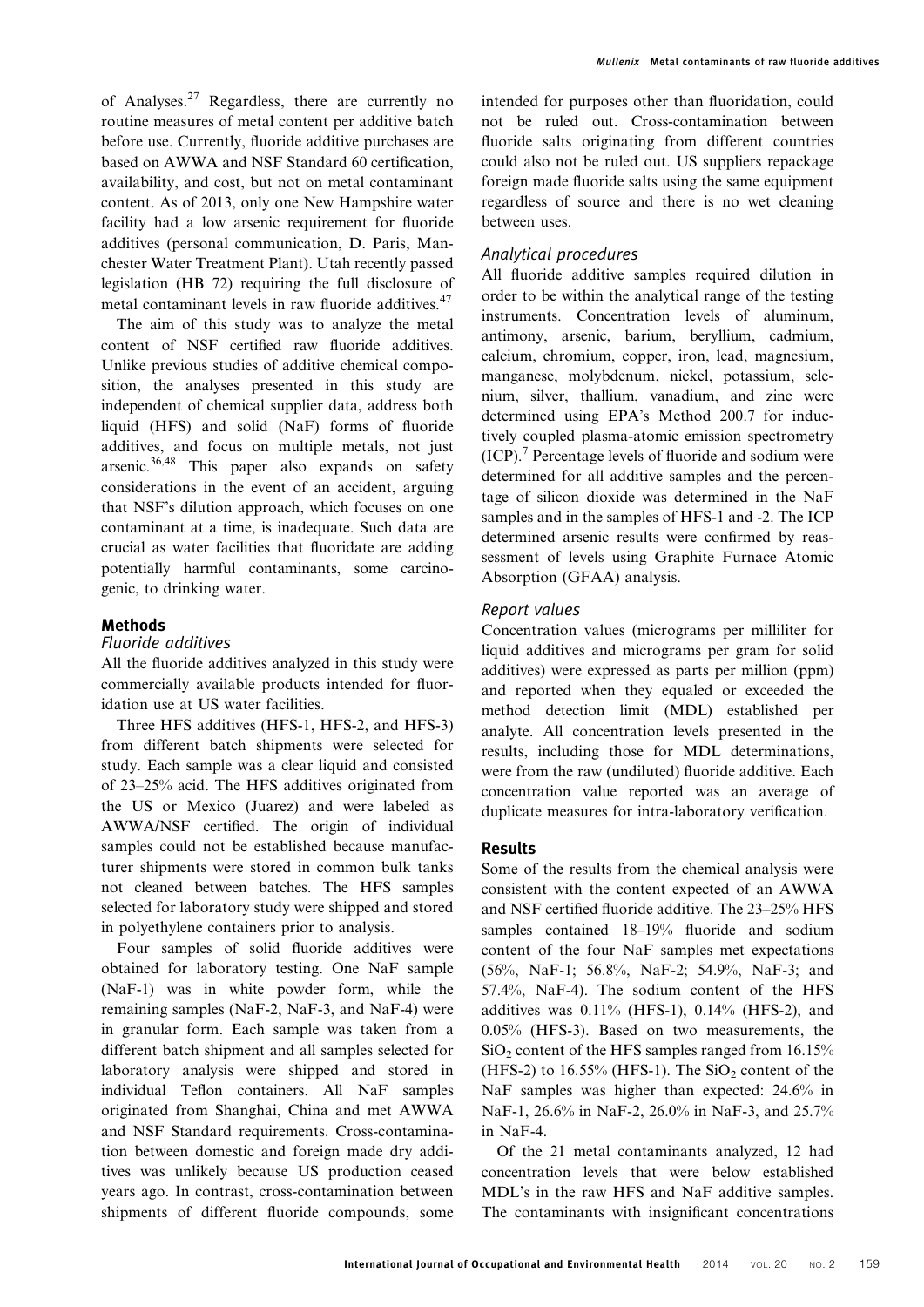of Analyses.[27] Regardless, there are currently no routine measures of metal content per additive batch before use. Currently, fluoride additive purchases are based on AWWA and NSF Standard 60 certification, availability, and cost, but not on metal contaminant content. As of 2013, only one New Hampshire water facility had a low arsenic requirement for fluoride additives (personal communication, D. Paris, Manchester Water Treatment Plant). Utah recently passed legislation (HB 72) requiring the full disclosure of metal contaminant levels in raw fluoride additives.[47]

The aim of this study was to analyze the metal content of NSF certified raw fluoride additives. Unlike previous studies of additive chemical composition, the analyses presented in this study are independent of chemical supplier data, address both liquid (HFS) and solid (NaF) forms of fluoride additives, and focus on multiple metals, not just arsenic.[36,48] This paper also expands on safety considerations in the event of an accident, arguing that NSF's dilution approach, which focuses on one contaminant at a time, is inadequate. Such data are crucial as water facilities that fluoridate are adding potentially harmful contaminants, some carcinogenic, to drinking water.

## Methods

### *Fluoride additives*

All the fluoride additives analyzed in this study were commercially available products intended for fluoridation use at US water facilities.

Three HFS additives (HFS-1, HFS-2, and HFS-3) from different batch shipments were selected for study. Each sample was a clear liquid and consisted of 23–25% acid. The HFS additives originated from the US or Mexico (Juarez) and were labeled as AWWA/NSF certified. The origin of individual samples could not be established because manufacturer shipments were stored in common bulk tanks not cleaned between batches. The HFS samples selected for laboratory study were shipped and stored in polyethylene containers prior to analysis.

Four samples of solid fluoride additives were obtained for laboratory testing. One NaF sample (NaF-1) was in white powder form, while the remaining samples (NaF-2, NaF-3, and NaF-4) were in granular form. Each sample was taken from a different batch shipment and all samples selected for laboratory analysis were shipped and stored in individual Teflon containers. All NaF samples originated from Shanghai, China and met AWWA and NSF Standard requirements. Cross-contamination between domestic and foreign made dry additives was unlikely because US production ceased years ago. In contrast, cross-contamination between shipments of different fluoride compounds, some intended for purposes other than fluoridation, could not be ruled out. Cross-contamination between fluoride salts originating from different countries could also not be ruled out. US suppliers repackage foreign made fluoride salts using the same equipment regardless of source and there is no wet cleaning between uses.

### *Analytical procedures*

All fluoride additive samples required dilution in order to be within the analytical range of the testing instruments. Concentration levels of aluminum, antimony, arsenic, barium, beryllium, cadmium, calcium, chromium, copper, iron, lead, magnesium, manganese, molybdenum, nickel, potassium, selenium, silver, thallium, vanadium, and zinc were determined using EPA's Method 200.7 for inductively coupled plasma-atomic emission spectrometry (ICP).[7] Percentage levels of fluoride and sodium were determined for all additive samples and the percentage of silicon dioxide was determined in the NaF samples and in the samples of HFS-1 and -2. The ICP determined arsenic results were confirmed by reassessment of levels using Graphite Furnace Atomic Absorption (GFAA) analysis.

### *Report values*

Concentration values (micrograms per milliliter for liquid additives and micrograms per gram for solid additives) were expressed as parts per million (ppm) and reported when they equaled or exceeded the method detection limit (MDL) established per analyte. All concentration levels presented in the results, including those for MDL determinations, were from the raw (undiluted) fluoride additive. Each concentration value reported was an average of duplicate measures for intra-laboratory verification.

## Results

Some of the results from the chemical analysis were consistent with the content expected of an AWWA and NSF certified fluoride additive. The 23–25% HFS samples contained 18–19% fluoride and sodium content of the four NaF samples met expectations (56%, NaF-1; 56.8%, NaF-2; 54.9%, NaF-3; and 57.4%, NaF-4). The sodium content of the HFS additives was 0.11% (HFS-1), 0.14% (HFS-2), and 0.05% (HFS-3). Based on two measurements, the $SiO_2$ content of the HFS samples ranged from 16.15% (HFS-2) to 16.55% (HFS-1). The $SiO_2$ content of the NaF samples was higher than expected: 24.6% in NaF-1, 26.6% in NaF-2, 26.0% in NaF-3, and 25.7% in NaF-4.

Of the 21 metal contaminants analyzed, 12 had concentration levels that were below established MDL's in the raw HFS and NaF additive samples. The contaminants with insignificant concentrations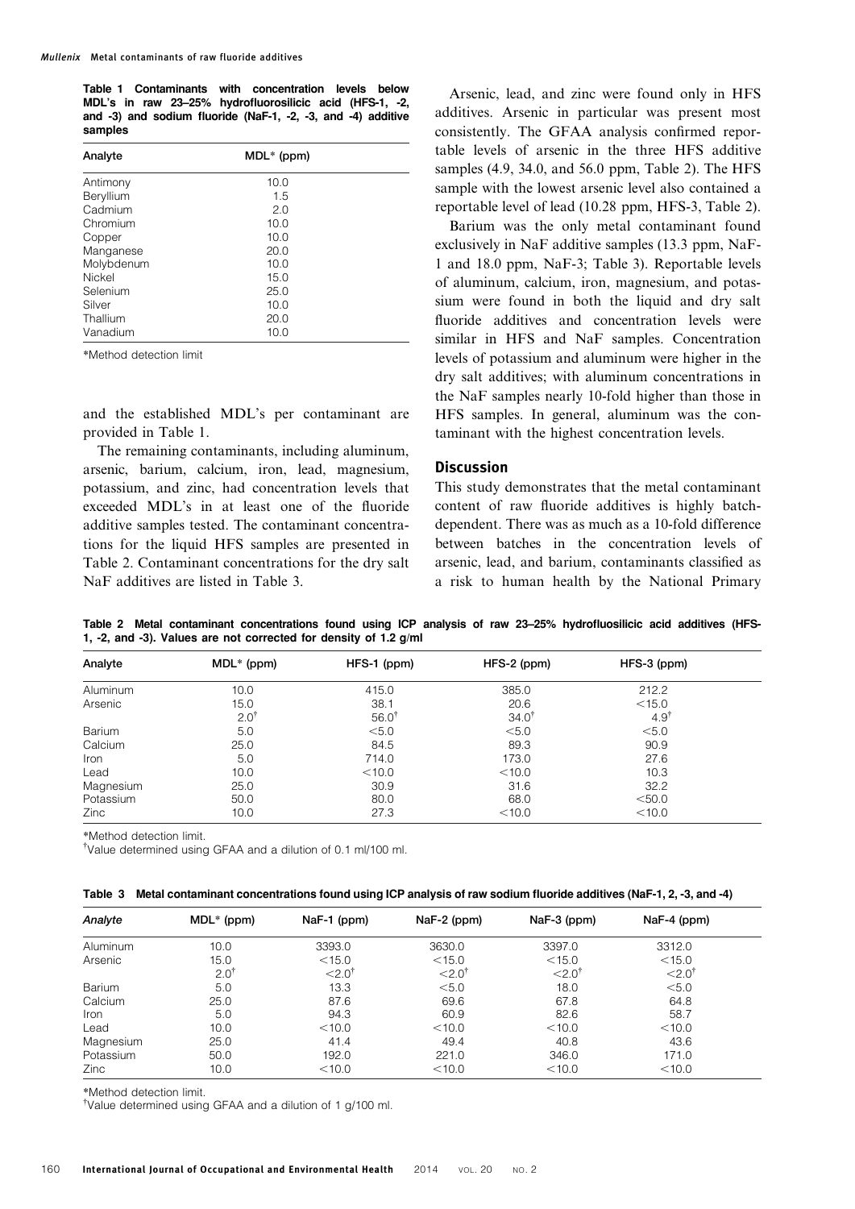**Table 1 Contaminants with concentration levels below MDL's in raw 23–25% hydrofluorosilicic acid (HFS-1, -2, and -3) and sodium fluoride (NaF-1, -2, -3, and -4) additive samples**

| Analyte | MDL* (ppm) |
|---|---|
| Antimony | 10.0 |
| Beryllium | 1.5 |
| Cadmium | 2.0 |
| Chromium | 10.0 |
| Copper | 10.0 |
| Manganese | 20.0 |
| Molybdenum | 10.0 |
| Nickel | 15.0 |
| Selenium | 25.0 |
| Silver | 10.0 |
| Thallium | 20.0 |
| Vanadium | 10.0 |

*Method detection limit

and the established MDL's per contaminant are provided in Table 1.

The remaining contaminants, including aluminum, arsenic, barium, calcium, iron, lead, magnesium, potassium, and zinc, had concentration levels that exceeded MDL's in at least one of the fluoride additive samples tested. The contaminant concentrations for the liquid HFS samples are presented in Table 2. Contaminant concentrations for the dry salt NaF additives are listed in Table 3.

Arsenic, lead, and zinc were found only in HFS additives. Arsenic in particular was present most consistently. The GFAA analysis confirmed reportable levels of arsenic in the three HFS additive samples (4.9, 34.0, and 56.0 ppm, Table 2). The HFS sample with the lowest arsenic level also contained a reportable level of lead (10.28 ppm, HFS-3, Table 2).

Barium was the only metal contaminant found exclusively in NaF additive samples (13.3 ppm, NaF-1 and 18.0 ppm, NaF-3; Table 3). Reportable levels of aluminum, calcium, iron, magnesium, and potassium were found in both the liquid and dry salt fluoride additives and concentration levels were similar in HFS and NaF samples. Concentration levels of potassium and aluminum were higher in the dry salt additives; with aluminum concentrations in the NaF samples nearly 10-fold higher than those in HFS samples. In general, aluminum was the contaminant with the highest concentration levels.

## Discussion

This study demonstrates that the metal contaminant content of raw fluoride additives is highly batch-dependent. There was as much as a 10-fold difference between batches in the concentration levels of arsenic, lead, and barium, contaminants classified as a risk to human health by the National Primary

**Table 2 Metal contaminant concentrations found using ICP analysis of raw 23–25% hydrofluosilicic acid additives (HFS-1, -2, and -3). Values are not corrected for density of 1.2 g/ml**

| Analyte | MDL* (ppm) | HFS-1 (ppm) | HFS-2 (ppm) | HFS-3 (ppm) |
|---|---|---|---|---|
| Aluminum | 10.0 | 415.0 | 385.0 | 212.2 |
| Arsenic | 15.0 | 38.1 | 20.6 | <15.0 |
| | 2.0† | 56.0† | 34.0† | 4.9† |
| Barium | 5.0 | <5.0 | <5.0 | <5.0 |
| Calcium | 25.0 | 84.5 | 89.3 | 90.9 |
| Iron | 5.0 | 714.0 | 173.0 | 27.6 |
| Lead | 10.0 | <10.0 | <10.0 | 10.3 |
| Magnesium | 25.0 | 30.9 | 31.6 | 32.2 |
| Potassium | 50.0 | 80.0 | 68.0 | <50.0 |
| Zinc | 10.0 | 27.3 | <10.0 | <10.0 |

*Method detection limit.
†Value determined using GFAA and a dilution of 0.1 ml/100 ml.

**Table 3 Metal contaminant concentrations found using ICP analysis of raw sodium fluoride additives (NaF-1, 2, -3, and -4)**

| Analyte | MDL* (ppm) | NaF-1 (ppm) | NaF-2 (ppm) | NaF-3 (ppm) | NaF-4 (ppm) |
|---|---|---|---|---|---|
| Aluminum | 10.0 | 3393.0 | 3630.0 | 3397.0 | 3312.0 |
| Arsenic | 15.0 | <15.0 | <15.0 | <15.0 | <15.0 |
| | 2.0† | <2.0† | <2.0† | <2.0† | <2.0† |
| Barium | 5.0 | 13.3 | <5.0 | 18.0 | <5.0 |
| Calcium | 25.0 | 87.6 | 69.6 | 67.8 | 64.8 |
| Iron | 5.0 | 94.3 | 60.9 | 82.6 | 58.7 |
| Lead | 10.0 | <10.0 | <10.0 | <10.0 | <10.0 |
| Magnesium | 25.0 | 41.4 | 49.4 | 40.8 | 43.6 |
| Potassium | 50.0 | 192.0 | 221.0 | 346.0 | 171.0 |
| Zinc | 10.0 | <10.0 | <10.0 | <10.0 | <10.0 |

*Method detection limit.
†Value determined using GFAA and a dilution of 1 g/100 ml.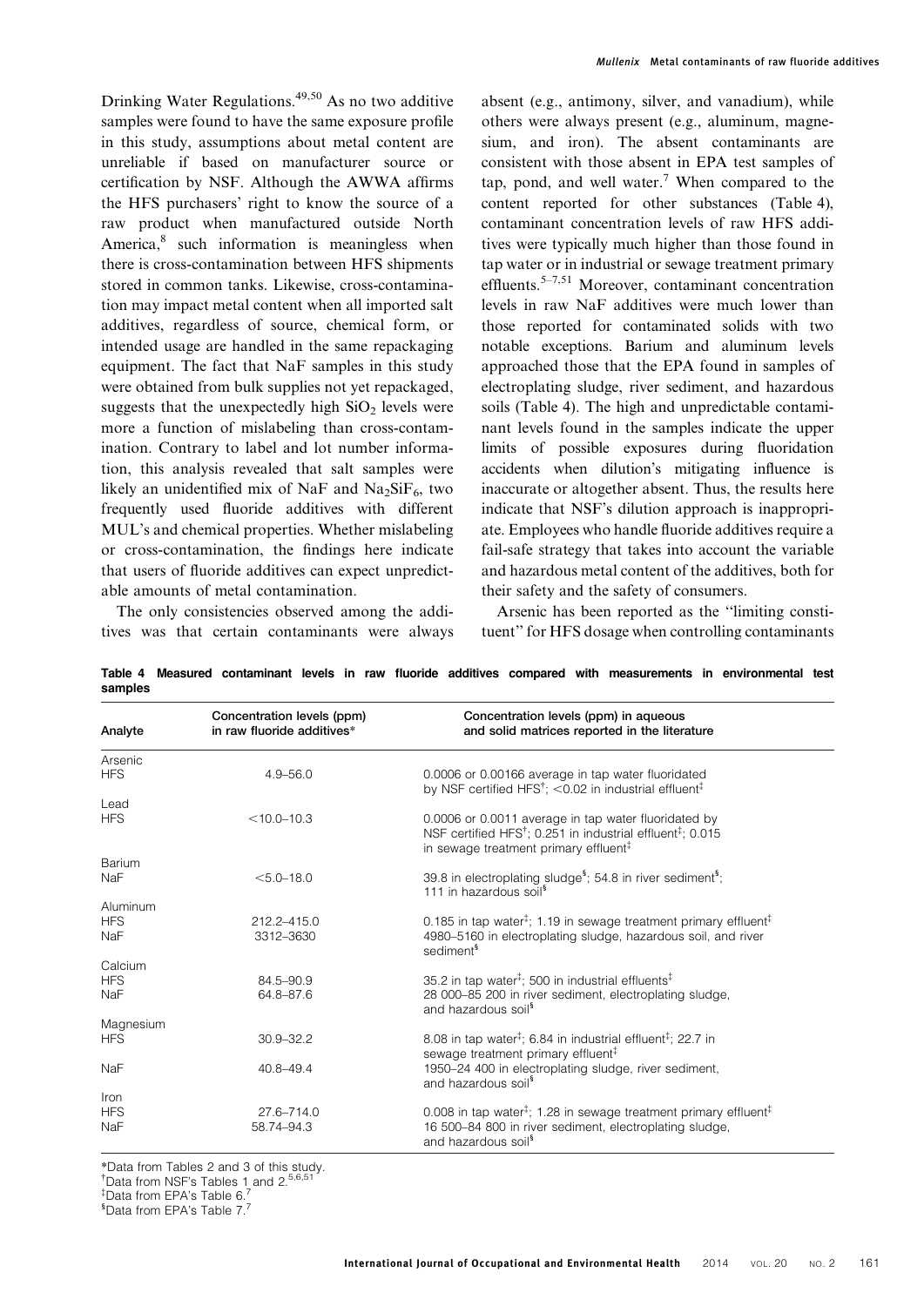Drinking Water Regulations.[49,50] As no two additive samples were found to have the same exposure profile in this study, assumptions about metal content are unreliable if based on manufacturer source or certification by NSF. Although the AWWA affirms the HFS purchasers' right to know the source of a raw product when manufactured outside North America,[8] such information is meaningless when there is cross-contamination between HFS shipments stored in common tanks. Likewise, cross-contamination may impact metal content when all imported salt additives, regardless of source, chemical form, or intended usage are handled in the same repackaging equipment. The fact that NaF samples in this study were obtained from bulk supplies not yet repackaged, suggests that the unexpectedly high $SiO_2$ levels were more a function of mislabeling than cross-contamination. Contrary to label and lot number information, this analysis revealed that salt samples were likely an unidentified mix of NaF and $Na_2SiF_6$, two frequently used fluoride additives with different MUL's and chemical properties. Whether mislabeling or cross-contamination, the findings here indicate that users of fluoride additives can expect unpredictable amounts of metal contamination.

The only consistencies observed among the additives was that certain contaminants were always absent (e.g., antimony, silver, and vanadium), while others were always present (e.g., aluminum, magnesium, and iron). The absent contaminants are consistent with those absent in EPA test samples of tap, pond, and well water.[7] When compared to the content reported for other substances (Table 4), contaminant concentration levels of raw HFS additives were typically much higher than those found in tap water or in industrial or sewage treatment primary effluents.[5–7,51] Moreover, contaminant concentration levels in raw NaF additives were much lower than those reported for contaminated solids with two notable exceptions. Barium and aluminum levels approached those that the EPA found in samples of electroplating sludge, river sediment, and hazardous soils (Table 4). The high and unpredictable contaminant levels found in the samples indicate the upper limits of possible exposures during fluoridation accidents when dilution's mitigating influence is inaccurate or altogether absent. Thus, the results here indicate that NSF's dilution approach is inappropriate. Employees who handle fluoride additives require a fail-safe strategy that takes into account the variable and hazardous metal content of the additives, both for their safety and the safety of consumers.

Arsenic has been reported as the "limiting constituent" for HFS dosage when controlling contaminants

**Table 4 Measured contaminant levels in raw fluoride additives compared with measurements in environmental test samples**

| Analyte | Concentration levels (ppm) in raw fluoride additives* | Concentration levels (ppm) in aqueous and solid matrices reported in the literature |
|---|---|---|
| Arsenic | | |
| HFS | 4.9–56.0 | 0.0006 or 0.00166 average in tap water fluoridated by NSF certified HFS[†]; <0.02 in industrial effluent[‡] |
| Lead | | |
| HFS | <10.0–10.3 | 0.0006 or 0.0011 average in tap water fluoridated by NSF certified HFS[†]; 0.251 in industrial effluent[‡]; 0.015 in sewage treatment primary effluent[‡] |
| Barium | | |
| NaF | <5.0–18.0 | 39.8 in electroplating sludge[§]; 54.8 in river sediment[§]; 111 in hazardous soil[§] |
| Aluminum | | |
| HFS | 212.2–415.0 | 0.185 in tap water[‡]; 1.19 in sewage treatment primary effluent[‡] |
| NaF | 3312–3630 | 4980–5160 in electroplating sludge, hazardous soil, and river sediment[§] |
| Calcium | | |
| HFS | 84.5–90.9 | 35.2 in tap water[‡]; 500 in industrial effluents[‡] |
| NaF | 64.8–87.6 | 28 000–85 200 in river sediment, electroplating sludge, and hazardous soil[§] |
| Magnesium | | |
| HFS | 30.9–32.2 | 8.08 in tap water[‡]; 6.84 in industrial effluent[‡]; 22.7 in sewage treatment primary effluent[‡] |
| NaF | 40.8–49.4 | 1950–24 400 in electroplating sludge, river sediment, and hazardous soil[§] |
| Iron | | |
| HFS | 27.6–714.0 | 0.008 in tap water[‡]; 1.28 in sewage treatment primary effluent[‡] |
| NaF | 58.74–94.3 | 16 500–84 800 in river sediment, electroplating sludge, and hazardous soil[§] |

*Data from Tables 2 and 3 of this study.
[†]Data from NSF's Tables 1 and 2.[5,6,51]
[‡]Data from EPA's Table 6.[7]
[§]Data from EPA's Table 7.[7]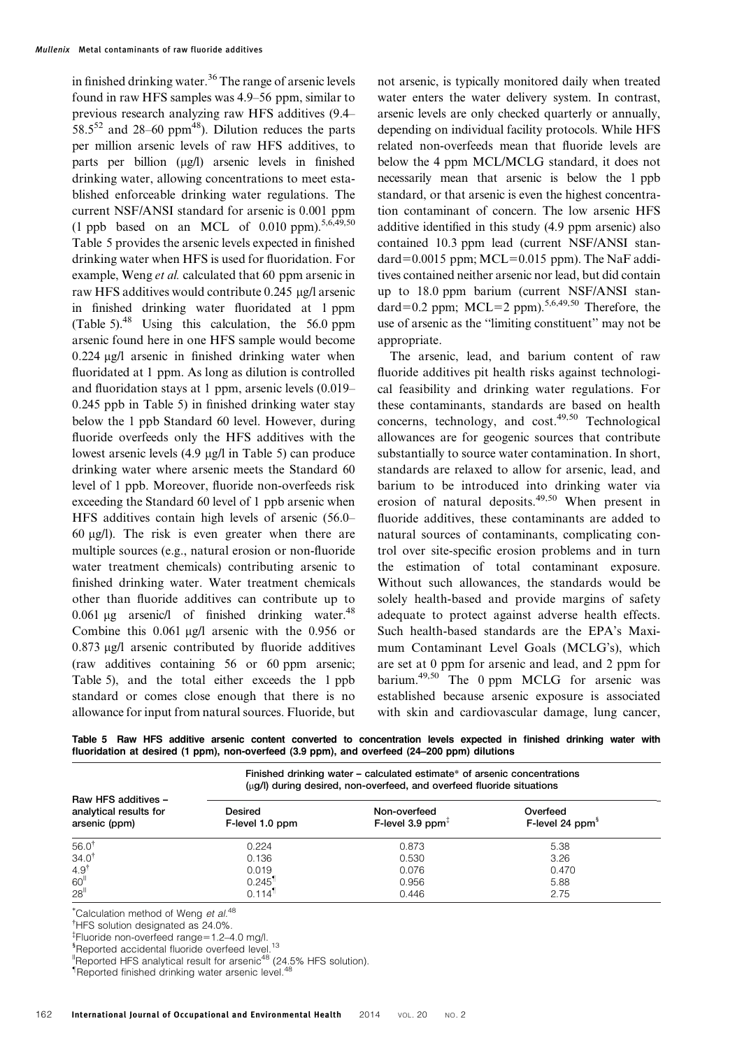in finished drinking water.[36] The range of arsenic levels found in raw HFS samples was 4.9–56 ppm, similar to previous research analyzing raw HFS additives (9.4–58.5[52] and 28–60 ppm[48]). Dilution reduces the parts per million arsenic levels of raw HFS additives, to parts per billion (μg/l) arsenic levels in finished drinking water, allowing concentrations to meet established enforceable drinking water regulations. The current NSF/ANSI standard for arsenic is 0.001 ppm (1 ppb based on an MCL of 0.010 ppm).[5,6,49,50] Table 5 provides the arsenic levels expected in finished drinking water when HFS is used for fluoridation. For example, Weng *et al.* calculated that 60 ppm arsenic in raw HFS additives would contribute 0.245 μg/l arsenic in finished drinking water fluoridated at 1 ppm (Table 5).[48] Using this calculation, the 56.0 ppm arsenic found here in one HFS sample would become 0.224 μg/l arsenic in finished drinking water when fluoridated at 1 ppm. As long as dilution is controlled and fluoridation stays at 1 ppm, arsenic levels (0.019–0.245 ppb in Table 5) in finished drinking water stay below the 1 ppb Standard 60 level. However, during fluoride overfeeds only the HFS additives with the lowest arsenic levels (4.9 μg/l in Table 5) can produce drinking water where arsenic meets the Standard 60 level of 1 ppb. Moreover, fluoride non-overfeeds risk exceeding the Standard 60 level of 1 ppb arsenic when HFS additives contain high levels of arsenic (56.0–60 μg/l). The risk is even greater when there are multiple sources (e.g., natural erosion or non-fluoride water treatment chemicals) contributing arsenic to finished drinking water. Water treatment chemicals other than fluoride additives can contribute up to 0.061 μg arsenic/l of finished drinking water.[48] Combine this 0.061 μg/l arsenic with the 0.956 or 0.873 μg/l arsenic contributed by fluoride additives (raw additives containing 56 or 60 ppm arsenic; Table 5), and the total either exceeds the 1 ppb standard or comes close enough that there is no allowance for input from natural sources. Fluoride, but not arsenic, is typically monitored daily when treated water enters the water delivery system. In contrast, arsenic levels are only checked quarterly or annually, depending on individual facility protocols. While HFS related non-overfeeds mean that fluoride levels are below the 4 ppm MCL/MCLG standard, it does not necessarily mean that arsenic is below the 1 ppb standard, or that arsenic is even the highest concentration contaminant of concern. The low arsenic HFS additive identified in this study (4.9 ppm arsenic) also contained 10.3 ppm lead (current NSF/ANSI standard=0.0015 ppm; MCL=0.015 ppm). The NaF additives contained neither arsenic nor lead, but did contain up to 18.0 ppm barium (current NSF/ANSI standard=0.2 ppm; MCL=2 ppm).[5,6,49,50] Therefore, the use of arsenic as the "limiting constituent" may not be appropriate.

The arsenic, lead, and barium content of raw fluoride additives pit health risks against technological feasibility and drinking water regulations. For these contaminants, standards are based on health concerns, technology, and cost.[49,50] Technological allowances are for geogenic sources that contribute substantially to source water contamination. In short, standards are relaxed to allow for arsenic, lead, and barium to be introduced into drinking water via erosion of natural deposits.[49,50] When present in fluoride additives, these contaminants are added to natural sources of contaminants, complicating control over site-specific erosion problems and in turn the estimation of total contaminant exposure. Without such allowances, the standards would be solely health-based and provide margins of safety adequate to protect against adverse health effects. Such health-based standards are the EPA's Maximum Contaminant Level Goals (MCLG's), which are set at 0 ppm for arsenic and lead, and 2 ppm for barium.[49,50] The 0 ppm MCLG for arsenic was established because arsenic exposure is associated with skin and cardiovascular damage, lung cancer,

**Table 5 Raw HFS additive arsenic content converted to concentration levels expected in finished drinking water with fluoridation at desired (1 ppm), non-overfeed (3.9 ppm), and overfeed (24–200 ppm) dilutions**

| Raw HFS additives – analytical results for arsenic (ppm) | Finished drinking water – calculated estimate* of arsenic concentrations (μg/l) during desired, non-overfeed, and overfeed fluoride situations | | |
|---|---|---|---|
| | Desired F-level 1.0 ppm | Non-overfeed F-level 3.9 ppm‡ | Overfeed F-level 24 ppm§ |
| 56.0† | 0.224 | 0.873 | 5.38 |
| 34.0† | 0.136 | 0.530 | 3.26 |
| 4.9† | 0.019 | 0.076 | 0.470 |
| 60‖ | 0.245¶ | 0.956 | 5.88 |
| 28‖ | 0.114¶ | 0.446 | 2.75 |

*Calculation method of Weng *et al.*[48]

†HFS solution designated as 24.0%.

‡Fluoride non-overfeed range=1.2–4.0 mg/l.

§Reported accidental fluoride overfeed level.[13]

‖Reported HFS analytical result for arsenic[48] (24.5% HFS solution).

¶Reported finished drinking water arsenic level.[48]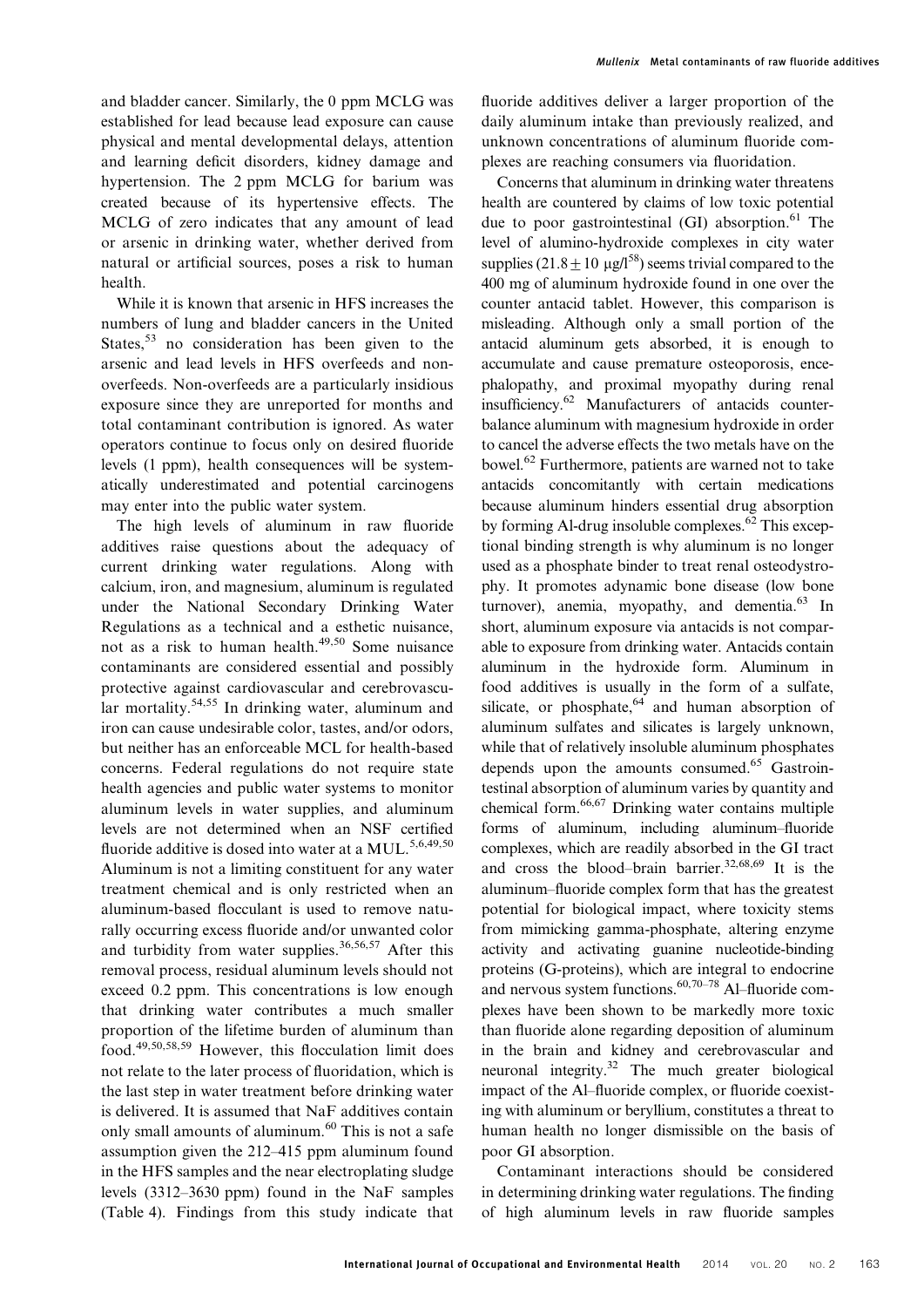and bladder cancer. Similarly, the 0 ppm MCLG was established for lead because lead exposure can cause physical and mental developmental delays, attention and learning deficit disorders, kidney damage and hypertension. The 2 ppm MCLG for barium was created because of its hypertensive effects. The MCLG of zero indicates that any amount of lead or arsenic in drinking water, whether derived from natural or artificial sources, poses a risk to human health.

While it is known that arsenic in HFS increases the numbers of lung and bladder cancers in the United States,[53] no consideration has been given to the arsenic and lead levels in HFS overfeeds and non-overfeeds. Non-overfeeds are a particularly insidious exposure since they are unreported for months and total contaminant contribution is ignored. As water operators continue to focus only on desired fluoride levels (1 ppm), health consequences will be systematically underestimated and potential carcinogens may enter into the public water system.

The high levels of aluminum in raw fluoride additives raise questions about the adequacy of current drinking water regulations. Along with calcium, iron, and magnesium, aluminum is regulated under the National Secondary Drinking Water Regulations as a technical and a esthetic nuisance, not as a risk to human health.[49,50] Some nuisance contaminants are considered essential and possibly protective against cardiovascular and cerebrovascular mortality.[54,55] In drinking water, aluminum and iron can cause undesirable color, tastes, and/or odors, but neither has an enforceable MCL for health-based concerns. Federal regulations do not require state health agencies and public water systems to monitor aluminum levels in water supplies, and aluminum levels are not determined when an NSF certified fluoride additive is dosed into water at a MUL.[5,6,49,50] Aluminum is not a limiting constituent for any water treatment chemical and is only restricted when an aluminum-based flocculant is used to remove naturally occurring excess fluoride and/or unwanted color and turbidity from water supplies.[36,56,57] After this removal process, residual aluminum levels should not exceed 0.2 ppm. This concentrations is low enough that drinking water contributes a much smaller proportion of the lifetime burden of aluminum than food.[49,50,58,59] However, this flocculation limit does not relate to the later process of fluoridation, which is the last step in water treatment before drinking water is delivered. It is assumed that NaF additives contain only small amounts of aluminum.[60] This is not a safe assumption given the 212–415 ppm aluminum found in the HFS samples and the near electroplating sludge levels (3312–3630 ppm) found in the NaF samples (Table 4). Findings from this study indicate that fluoride additives deliver a larger proportion of the daily aluminum intake than previously realized, and unknown concentrations of aluminum fluoride complexes are reaching consumers via fluoridation.

Concerns that aluminum in drinking water threatens health are countered by claims of low toxic potential due to poor gastrointestinal (GI) absorption.[61] The level of alumino-hydroxide complexes in city water supplies ($21.8 \pm 10$ μg/l[58]) seems trivial compared to the 400 mg of aluminum hydroxide found in one over the counter antacid tablet. However, this comparison is misleading. Although only a small portion of the antacid aluminum gets absorbed, it is enough to accumulate and cause premature osteoporosis, encephalopathy, and proximal myopathy during renal insufficiency.[62] Manufacturers of antacids counterbalance aluminum with magnesium hydroxide in order to cancel the adverse effects the two metals have on the bowel.[62] Furthermore, patients are warned not to take antacids concomitantly with certain medications because aluminum hinders essential drug absorption by forming Al-drug insoluble complexes.[62] This exceptional binding strength is why aluminum is no longer used as a phosphate binder to treat renal osteodystrophy. It promotes adynamic bone disease (low bone turnover), anemia, myopathy, and dementia.[63] In short, aluminum exposure via antacids is not comparable to exposure from drinking water. Antacids contain aluminum in the hydroxide form. Aluminum in food additives is usually in the form of a sulfate, silicate, or phosphate,[64] and human absorption of aluminum sulfates and silicates is largely unknown, while that of relatively insoluble aluminum phosphates depends upon the amounts consumed.[65] Gastrointestinal absorption of aluminum varies by quantity and chemical form.[66,67] Drinking water contains multiple forms of aluminum, including aluminum–fluoride complexes, which are readily absorbed in the GI tract and cross the blood–brain barrier.[32,68,69] It is the aluminum–fluoride complex form that has the greatest potential for biological impact, where toxicity stems from mimicking gamma-phosphate, altering enzyme activity and activating guanine nucleotide-binding proteins (G-proteins), which are integral to endocrine and nervous system functions.[60,70–78] Al–fluoride complexes have been shown to be markedly more toxic than fluoride alone regarding deposition of aluminum in the brain and kidney and cerebrovascular and neuronal integrity.[32] The much greater biological impact of the Al–fluoride complex, or fluoride coexisting with aluminum or beryllium, constitutes a threat to human health no longer dismissible on the basis of poor GI absorption.

Contaminant interactions should be considered in determining drinking water regulations. The finding of high aluminum levels in raw fluoride samples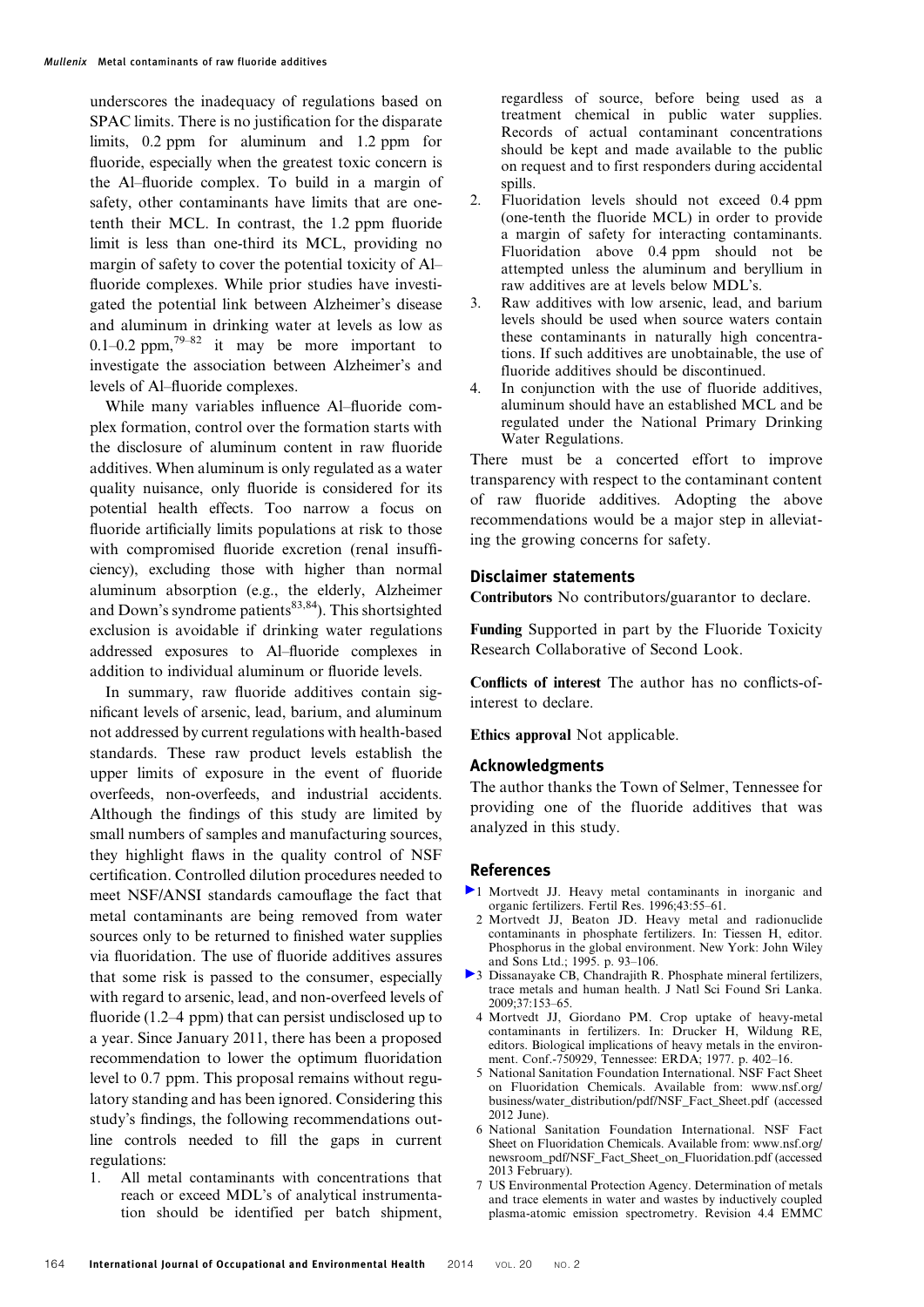underscores the inadequacy of regulations based on SPAC limits. There is no justification for the disparate limits, 0.2 ppm for aluminum and 1.2 ppm for fluoride, especially when the greatest toxic concern is the Al–fluoride complex. To build in a margin of safety, other contaminants have limits that are one-tenth their MCL. In contrast, the 1.2 ppm fluoride limit is less than one-third its MCL, providing no margin of safety to cover the potential toxicity of Al–fluoride complexes. While prior studies have investigated the potential link between Alzheimer's disease and aluminum in drinking water at levels as low as 0.1–0.2 ppm,[79–82] it may be more important to investigate the association between Alzheimer's and levels of Al–fluoride complexes.

While many variables influence Al–fluoride complex formation, control over the formation starts with the disclosure of aluminum content in raw fluoride additives. When aluminum is only regulated as a water quality nuisance, only fluoride is considered for its potential health effects. Too narrow a focus on fluoride artificially limits populations at risk to those with compromised fluoride excretion (renal insufficiency), excluding those with higher than normal aluminum absorption (e.g., the elderly, Alzheimer and Down's syndrome patients[83,84]). This shortsighted exclusion is avoidable if drinking water regulations addressed exposures to Al–fluoride complexes in addition to individual aluminum or fluoride levels.

In summary, raw fluoride additives contain significant levels of arsenic, lead, barium, and aluminum not addressed by current regulations with health-based standards. These raw product levels establish the upper limits of exposure in the event of fluoride overfeeds, non-overfeeds, and industrial accidents. Although the findings of this study are limited by small numbers of samples and manufacturing sources, they highlight flaws in the quality control of NSF certification. Controlled dilution procedures needed to meet NSF/ANSI standards camouflage the fact that metal contaminants are being removed from water sources only to be returned to finished water supplies via fluoridation. The use of fluoride additives assures that some risk is passed to the consumer, especially with regard to arsenic, lead, and non-overfeed levels of fluoride (1.2–4 ppm) that can persist undisclosed up to a year. Since January 2011, there has been a proposed recommendation to lower the optimum fluoridation level to 0.7 ppm. This proposal remains without regulatory standing and has been ignored. Considering this study's findings, the following recommendations outline controls needed to fill the gaps in current regulations:

1. All metal contaminants with concentrations that reach or exceed MDL's of analytical instrumentation should be identified per batch shipment, regardless of source, before being used as a treatment chemical in public water supplies. Records of actual contaminant concentrations should be kept and made available to the public on request and to first responders during accidental spills.
2. Fluoridation levels should not exceed 0.4 ppm (one-tenth the fluoride MCL) in order to provide a margin of safety for interacting contaminants. Fluoridation above 0.4 ppm should not be attempted unless the aluminum and beryllium in raw additives are at levels below MDL's.
3. Raw additives with low arsenic, lead, and barium levels should be used when source waters contain these contaminants in naturally high concentrations. If such additives are unobtainable, the use of fluoride additives should be discontinued.
4. In conjunction with the use of fluoride additives, aluminum should have an established MCL and be regulated under the National Primary Drinking Water Regulations.

There must be a concerted effort to improve transparency with respect to the contaminant content of raw fluoride additives. Adopting the above recommendations would be a major step in alleviating the growing concerns for safety.

## Disclaimer statements

**Contributors** No contributors/guarantor to declare.

**Funding** Supported in part by the Fluoride Toxicity Research Collaborative of Second Look.

**Conflicts of interest** The author has no conflicts-of-interest to declare.

**Ethics approval** Not applicable.

## Acknowledgments

The author thanks the Town of Selmer, Tennessee for providing one of the fluoride additives that was analyzed in this study.

## References

1. Mortvedt JJ. Heavy metal contaminants in inorganic and organic fertilizers. Fertil Res. 1996;43:55–61.
2. Mortvedt JJ, Beaton JD. Heavy metal and radionuclide contaminants in phosphate fertilizers. In: Tiessen H, editor. Phosphorus in the global environment. New York: John Wiley and Sons Ltd.; 1995. p. 93–106.
3. Dissanayake CB, Chandrajith R. Phosphate mineral fertilizers, trace metals and human health. J Natl Sci Found Sri Lanka. 2009;37:153–65.
4. Mortvedt JJ, Giordano PM. Crop uptake of heavy-metal contaminants in fertilizers. In: Drucker H, Wildung RE, editors. Biological implications of heavy metals in the environment. Conf.-750929, Tennessee: ERDA; 1977. p. 402–16.
5. National Sanitation Foundation International. NSF Fact Sheet on Fluoridation Chemicals. Available from: www.nsf.org/business/water_distribution/pdf/NSF_Fact_Sheet.pdf (accessed 2012 June).
6. National Sanitation Foundation International. NSF Fact Sheet on Fluoridation Chemicals. Available from: www.nsf.org/newsroom_pdf/NSF_Fact_Sheet_on_Fluoridation.pdf (accessed 2013 February).
7. US Environmental Protection Agency. Determination of metals and trace elements in water and wastes by inductively coupled plasma-atomic emission spectrometry. Revision 4.4 EMMC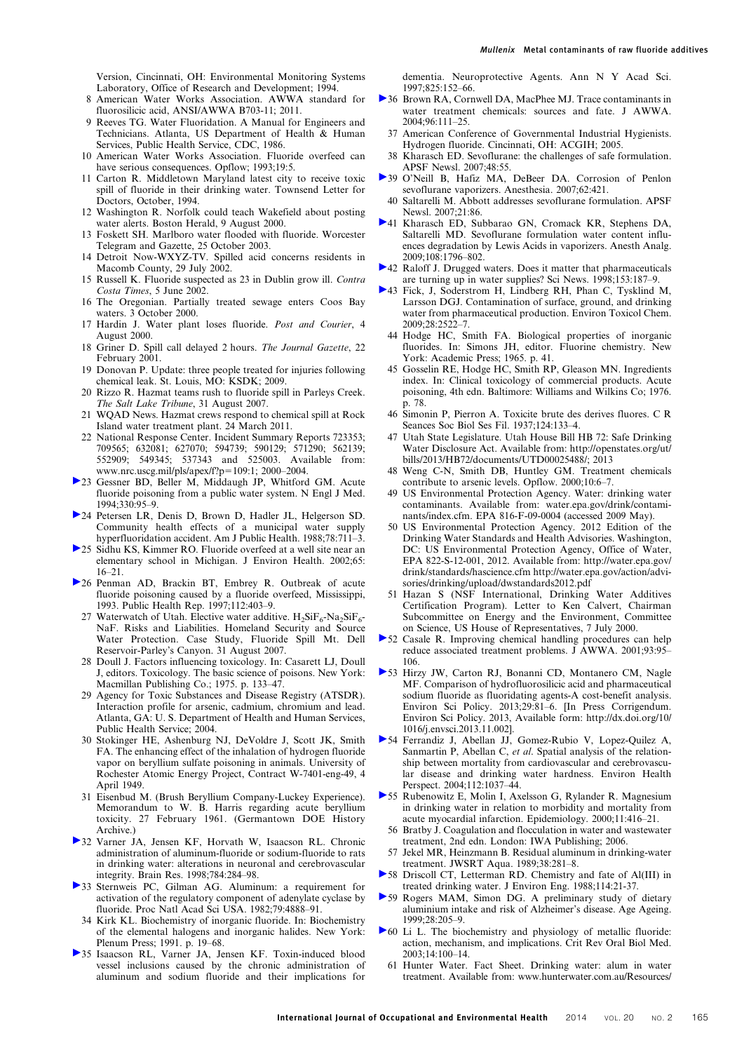Version, Cincinnati, OH: Environmental Monitoring Systems Laboratory, Office of Research and Development; 1994.

8 American Water Works Association. AWWA standard for fluorosilicic acid, ANSI/AWWA B703-11; 2011.

9 Reeves TG. Water Fluoridation. A Manual for Engineers and Technicians. Atlanta, US Department of Health & Human Services, Public Health Service, CDC, 1986.

10 American Water Works Association. Fluoride overfeed can have serious consequences. Opflow; 1993;19:5.

11 Carton R. Middletown Maryland latest city to receive toxic spill of fluoride in their drinking water. Townsend Letter for Doctors, October, 1994.

12 Washington R. Norfolk could teach Wakefield about posting water alerts. Boston Herald, 9 August 2000.

13 Foskett SH. Marlboro water flooded with fluoride. Worcester Telegram and Gazette, 25 October 2003.

14 Detroit Now-WXYZ-TV. Spilled acid concerns residents in Macomb County, 29 July 2002.

15 Russell K. Fluoride suspected as 23 in Dublin grow ill. *Contra Costa Times*, 5 June 2002.

16 The Oregonian. Partially treated sewage enters Coos Bay waters. 3 October 2000.

17 Hardin J. Water plant loses fluoride. *Post and Courier*, 4 August 2000.

18 Griner D. Spill call delayed 2 hours. *The Journal Gazette*, 22 February 2001.

19 Donovan P. Update: three people treated for injuries following chemical leak. St. Louis, MO: KSDK; 2009.

20 Rizzo R. Hazmat teams rush to fluoride spill in Parleys Creek. *The Salt Lake Tribune*, 31 August 2007.

21 WQAD News. Hazmat crews respond to chemical spill at Rock Island water treatment plant. 24 March 2011.

22 National Response Center. Incident Summary Reports 723353; 709565; 632081; 627070; 594739; 590129; 571290; 562139; 552909; 549345; 537343 and 525003. Available from: www.nrc.uscg.mil/pls/apex/f?p=109:1; 2000–2004.

23 Gessner BD, Beller M, Middaugh JP, Whitford GM. Acute fluoride poisoning from a public water system. N Engl J Med. 1994;330:95–9.

24 Petersen LR, Denis D, Brown D, Hadler JL, Helgerson SD. Community health effects of a municipal water supply hyperfluoridation accident. Am J Public Health. 1988;78:711–3.

25 Sidhu KS, Kimmer RO. Fluoride overfeed at a well site near an elementary school in Michigan. J Environ Health. 2002;65: 16–21.

26 Penman AD, Brackin BT, Embrey R. Outbreak of acute fluoride poisoning caused by a fluoride overfeed, Mississippi, 1993. Public Health Rep. 1997;112:403–9.

27 Waterwatch of Utah. Elective water additive. $H_2SiF_6$-$Na_2SiF_6$-NaF. Risks and Liabilities. Homeland Security and Source Water Protection. Case Study, Fluoride Spill Mt. Dell Reservoir-Parley's Canyon. 31 August 2007.

28 Doull J. Factors influencing toxicology. In: Casarett LJ, Doull J, editors. Toxicology. The basic science of poisons. New York: Macmillan Publishing Co.; 1975. p. 133–47.

29 Agency for Toxic Substances and Disease Registry (ATSDR). Interaction profile for arsenic, cadmium, chromium and lead. Atlanta, GA: U. S. Department of Health and Human Services, Public Health Service; 2004.

30 Stokinger HE, Ashenburg NJ, DeVoldre J, Scott JK, Smith FA. The enhancing effect of the inhalation of hydrogen fluoride vapor on beryllium sulfate poisoning in animals. University of Rochester Atomic Energy Project, Contract W-7401-eng-49, 4 April 1949.

31 Eisenbud M. (Brush Beryllium Company-Luckey Experience). Memorandum to W. B. Harris regarding acute beryllium toxicity. 27 February 1961. (Germantown DOE History Archive.)

32 Varner JA, Jensen KF, Horvath W, Isaacson RL. Chronic administration of aluminum-fluoride or sodium-fluoride to rats in drinking water: alterations in neuronal and cerebrovascular integrity. Brain Res. 1998;784:284–98.

33 Sternweis PC, Gilman AG. Aluminum: a requirement for activation of the regulatory component of adenylate cyclase by fluoride. Proc Natl Acad Sci USA. 1982;79:4888–91.

34 Kirk KL. Biochemistry of inorganic fluoride. In: Biochemistry of the elemental halogens and inorganic halides. New York: Plenum Press; 1991. p. 19–68.

35 Isaacson RL, Varner JA, Jensen KF. Toxin-induced blood vessel inclusions caused by the chronic administration of aluminum and sodium fluoride and their implications for dementia. Neuroprotective Agents. Ann N Y Acad Sci. 1997;825:152–66.

36 Brown RA, Cornwell DA, MacPhee MJ. Trace contaminants in water treatment chemicals: sources and fate. J AWWA. 2004;96:111–25.

37 American Conference of Governmental Industrial Hygienists. Hydrogen fluoride. Cincinnati, OH: ACGIH; 2005.

38 Kharasch ED. Sevoflurane: the challenges of safe formulation. APSF Newsl. 2007;48:55.

39 O'Neill B, Hafiz MA, DeBeer DA. Corrosion of Penlon sevoflurane vaporizers. Anesthesia. 2007;62:421.

40 Saltarelli M. Abbott addresses sevoflurane formulation. APSF Newsl. 2007;21:86.

41 Kharasch ED, Subbarao GN, Cromack KR, Stephens DA, Saltarelli MD. Sevoflurane formulation water content influences degradation by Lewis Acids in vaporizers. Anesth Analg. 2009;108:1796–802.

42 Raloff J. Drugged waters. Does it matter that pharmaceuticals are turning up in water supplies? Sci News. 1998;153:187–9.

43 Fick, J, Soderstrom H, Lindberg RH, Phan C, Tysklind M, Larsson DGJ. Contamination of surface, ground, and drinking water from pharmaceutical production. Environ Toxicol Chem. 2009;28:2522–7.

44 Hodge HC, Smith FA. Biological properties of inorganic fluorides. In: Simons JH, editor. Fluorine chemistry. New York: Academic Press; 1965. p. 41.

45 Gosselin RE, Hodge HC, Smith RP, Gleason MN. Ingredients index. In: Clinical toxicology of commercial products. Acute poisoning, 4th edn. Baltimore: Williams and Wilkins Co; 1976. p. 78.

46 Simonin P, Pierron A. Toxicite brute des derives fluores. C R Seances Soc Biol Ses Fil. 1937;124:133–4.

47 Utah State Legislature. Utah House Bill HB 72: Safe Drinking Water Disclosure Act. Available from: http://openstates.org/ut/bills/2013/HB72/documents/UTD00025488/; 2013

48 Weng C-N, Smith DB, Huntley GM. Treatment chemicals contribute to arsenic levels. Opflow. 2000;10:6–7.

49 US Environmental Protection Agency. Water: drinking water contaminants. Available from: water.epa.gov/drink/contaminants/index.cfm. EPA 816-F-09-0004 (accessed 2009 May).

50 US Environmental Protection Agency. 2012 Edition of the Drinking Water Standards and Health Advisories. Washington, DC: US Environmental Protection Agency, Office of Water, EPA 822-S-12-001, 2012. Available from: http://water.epa.gov/drink/standards/hascience.cfm http://water.epa.gov/action/advisories/drinking/upload/dwstandards2012.pdf

51 Hazan S (NSF International, Drinking Water Additives Certification Program). Letter to Ken Calvert, Chairman Subcommittee on Energy and the Environment, Committee on Science, US House of Representatives, 7 July 2000.

52 Casale R. Improving chemical handling procedures can help reduce associated treatment problems. J AWWA. 2001;93:95–106.

53 Hirzy JW, Carton RJ, Bonanni CD, Montanero CM, Nagle MF. Comparison of hydrofluorosilicic acid and pharmaceutical sodium fluoride as fluoridating agents-A cost-benefit analysis. Environ Sci Policy. 2013;29:81–6. [In Press Corrigendum. Environ Sci Policy. 2013, Available form: http://dx.doi.org/10/1016/j.envsci.2013.11.002].

54 Ferrandiz J, Abellan JJ, Gomez-Rubio V, Lopez-Quilez A, Sanmartin P, Abellan C, *et al*. Spatial analysis of the relationship between mortality from cardiovascular and cerebrovascular disease and drinking water hardness. Environ Health Perspect. 2004;112:1037–44.

55 Rubenowitz E, Molin I, Axelsson G, Rylander R. Magnesium in drinking water in relation to morbidity and mortality from acute myocardial infarction. Epidemiology. 2000;11:416–21.

56 Bratby J. Coagulation and flocculation in water and wastewater treatment, 2nd edn. London: IWA Publishing; 2006.

57 Jekel MR, Heinzmann B. Residual aluminum in drinking-water treatment. JWSRT Aqua. 1989;38:281–8.

58 Driscoll CT, Letterman RD. Chemistry and fate of Al(III) in treated drinking water. J Environ Eng. 1988;114:21-37.

59 Rogers MAM, Simon DG. A preliminary study of dietary aluminium intake and risk of Alzheimer's disease. Age Ageing. 1999;28:205–9.

60 Li L. The biochemistry and physiology of metallic fluoride: action, mechanism, and implications. Crit Rev Oral Biol Med. 2003;14:100–14.

61 Hunter Water. Fact Sheet. Drinking water: alum in water treatment. Available from: www.hunterwater.com.au/Resources/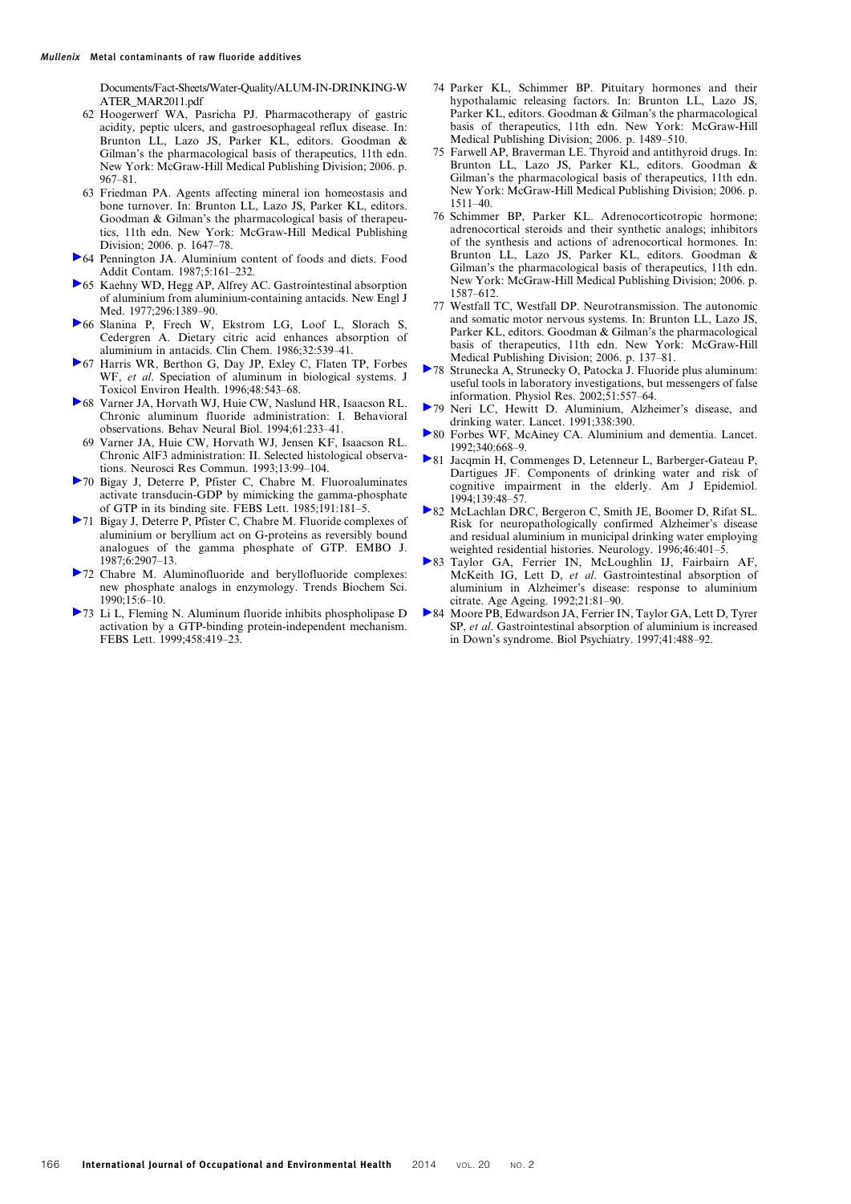Documents/Fact-Sheets/Water-Quality/ALUM-IN-DRINKING-WATER_MAR2011.pdf

62 Hoogerwerf WA, Pasricha PJ. Pharmacotherapy of gastric acidity, peptic ulcers, and gastroesophageal reflux disease. In: Brunton LL, Lazo JS, Parker KL, editors. Goodman & Gilman's the pharmacological basis of therapeutics, 11th edn. New York: McGraw-Hill Medical Publishing Division; 2006. p. 967–81.

63 Friedman PA. Agents affecting mineral ion homeostasis and bone turnover. In: Brunton LL, Lazo JS, Parker KL, editors. Goodman & Gilman's the pharmacological basis of therapeutics, 11th edn. New York: McGraw-Hill Medical Publishing Division; 2006. p. 1647–78.

64 Pennington JA. Aluminium content of foods and diets. Food Addit Contam. 1987;5:161–232.

65 Kaehny WD, Hegg AP, Alfrey AC. Gastrointestinal absorption of aluminium from aluminium-containing antacids. New Engl J Med. 1977;296:1389–90.

66 Slanina P, Frech W, Ekstrom LG, Loof L, Slorach S, Cedergren A. Dietary citric acid enhances absorption of aluminium in antacids. Clin Chem. 1986;32:539–41.

67 Harris WR, Berthon G, Day JP, Exley C, Flaten TP, Forbes WF, *et al*. Speciation of aluminum in biological systems. J Toxicol Environ Health. 1996;48:543–68.

68 Varner JA, Horvath WJ, Huie CW, Naslund HR, Isaacson RL. Chronic aluminum fluoride administration: I. Behavioral observations. Behav Neural Biol. 1994;61:233–41.

69 Varner JA, Huie CW, Horvath WJ, Jensen KF, Isaacson RL. Chronic AlF3 administration: II. Selected histological observations. Neurosci Res Commun. 1993;13:99–104.

70 Bigay J, Deterre P, Pfister C, Chabre M. Fluoroaluminates activate transducin-GDP by mimicking the gamma-phosphate of GTP in its binding site. FEBS Lett. 1985;191:181–5.

71 Bigay J, Deterre P, Pfister C, Chabre M. Fluoride complexes of aluminium or beryllium act on G-proteins as reversibly bound analogues of the gamma phosphate of GTP. EMBO J. 1987;6:2907–13.

72 Chabre M. Aluminofluoride and beryllofluoride complexes: new phosphate analogs in enzymology. Trends Biochem Sci. 1990;15:6–10.

73 Li L, Fleming N. Aluminum fluoride inhibits phospholipase D activation by a GTP-binding protein-independent mechanism. FEBS Lett. 1999;458:419–23.

74 Parker KL, Schimmer BP. Pituitary hormones and their hypothalamic releasing factors. In: Brunton LL, Lazo JS, Parker KL, editors. Goodman & Gilman's the pharmacological basis of therapeutics, 11th edn. New York: McGraw-Hill Medical Publishing Division; 2006. p. 1489–510.

75 Farwell AP, Braverman LE. Thyroid and antithyroid drugs. In: Brunton LL, Lazo JS, Parker KL, editors. Goodman & Gilman's the pharmacological basis of therapeutics, 11th edn. New York: McGraw-Hill Medical Publishing Division; 2006. p. 1511–40.

76 Schimmer BP, Parker KL. Adrenocorticotropic hormone; adrenocortical steroids and their synthetic analogs; inhibitors of the synthesis and actions of adrenocortical hormones. In: Brunton LL, Lazo JS, Parker KL, editors. Goodman & Gilman's the pharmacological basis of therapeutics, 11th edn. New York: McGraw-Hill Medical Publishing Division; 2006. p. 1587–612.

77 Westfall TC, Westfall DP. Neurotransmission. The autonomic and somatic motor nervous systems. In: Brunton LL, Lazo JS, Parker KL, editors. Goodman & Gilman's the pharmacological basis of therapeutics, 11th edn. New York: McGraw-Hill Medical Publishing Division; 2006. p. 137–81.

78 Strunecka A, Strunecky O, Patocka J. Fluoride plus aluminum: useful tools in laboratory investigations, but messengers of false information. Physiol Res. 2002;51:557–64.

79 Neri LC, Hewitt D. Aluminium, Alzheimer's disease, and drinking water. Lancet. 1991;338:390.

80 Forbes WF, McAiney CA. Aluminium and dementia. Lancet. 1992;340:668–9.

81 Jacqmin H, Commenges D, Letenneur L, Barberger-Gateau P, Dartigues JF. Components of drinking water and risk of cognitive impairment in the elderly. Am J Epidemiol. 1994;139:48–57.

82 McLachlan DRC, Bergeron C, Smith JE, Boomer D, Rifat SL. Risk for neuropathologically confirmed Alzheimer's disease and residual aluminium in municipal drinking water employing weighted residential histories. Neurology. 1996;46:401–5.

83 Taylor GA, Ferrier IN, McLoughlin IJ, Fairbairn AF, McKeith IG, Lett D, *et al*. Gastrointestinal absorption of aluminium in Alzheimer's disease: response to aluminium citrate. Age Ageing. 1992;21:81–90.

84 Moore PB, Edwardson JA, Ferrier IN, Taylor GA, Lett D, Tyrer SP, *et al*. Gastrointestinal absorption of aluminium is increased in Down's syndrome. Biol Psychiatry. 1997;41:488–92.